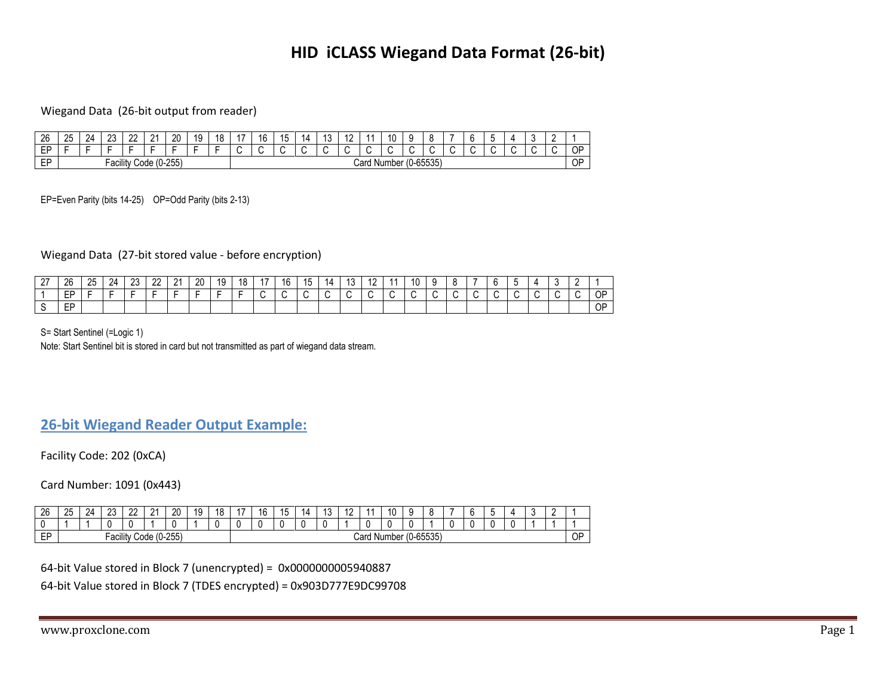# HID iCLASS Wiegand Data Format (26-bit)

Wiegand Data (26-bit output from reader)

| 26 | 25 | 24 | 23 | 22 | 21 | 20 | 19 | 18 | 17 | 16 | 15 | 14 | 13 | 12 | 11 | 10 | 9 | 8 | 7 | 6 | 5 | 4 | 3 | 2 | 1 |
|---|---|---|---|---|---|---|---|---|---|---|---|---|---|---|---|---|---|---|---|---|---|---|---|---|---|
| EP | F | F | F | F | F | F | F | F | C | C | C | C | C | C | C | C | C | C | C | C | C | C | C | C | OP |
| EP | Facility Code (0-255) | | | | | | | | Card Number (0-65535) | | | | | | | | | | | | | | | | OP |

EP=Even Parity (bits 14-25) OP=Odd Parity (bits 2-13)

Wiegand Data (27-bit stored value - before encryption)

| 27 | 26 | 25 | 24 | 23 | 22 | 21 | 20 | 19 | 18 | 17 | 16 | 15 | 14 | 13 | 12 | 11 | 10 | 9 | 8 | 7 | 6 | 5 | 4 | 3 | 2 | 1 |
|---|---|---|---|---|---|---|---|---|---|---|---|---|---|---|---|---|---|---|---|---|---|---|---|---|---|---|
| 1 | EP | F | F | F | F | F | F | F | F | C | C | C | C | C | C | C | C | C | C | C | C | C | C | C | C | OP |
| S | EP | | | | | | | | | | | | | | | | | | | | | | | | | OP |

S= Start Sentinel (=Logic 1)

Note: Start Sentinel bit is stored in card but not transmitted as part of wiegand data stream.

## 26-bit Wiegand Reader Output Example:

Facility Code: 202 (0xCA)

Card Number: 1091 (0x443)

| 26 | 25 | 24 | 23 | 22 | 21 | 20 | 19 | 18 | 17 | 16 | 15 | 14 | 13 | 12 | 11 | 10 | 9 | 8 | 7 | 6 | 5 | 4 | 3 | 2 | 1 |
|---|---|---|---|---|---|---|---|---|---|---|---|---|---|---|---|---|---|---|---|---|---|---|---|---|---|
| 0 | 1 | 1 | 0 | 0 | 1 | 0 | 1 | 0 | 0 | 0 | 0 | 0 | 0 | 1 | 0 | 0 | 0 | 1 | 0 | 0 | 0 | 0 | 1 | 1 | 1 |
| EP | Facility Code (0-255) | | | | | | | | Card Number (0-65535) | | | | | | | | | | | | | | | | OP |

64-bit Value stored in Block 7 (unencrypted) = 0x0000000005940887

64-bit Value stored in Block 7 (TDES encrypted) = 0x903D777E9DC99708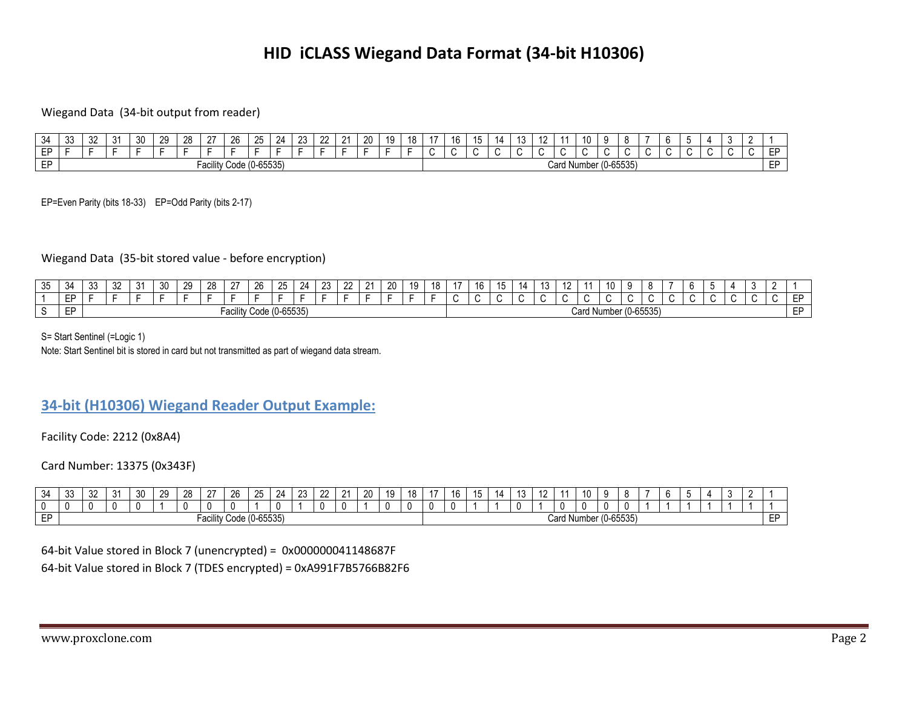# HID iCLASS Wiegand Data Format (34-bit H10306)

Wiegand Data (34-bit output from reader)

| 34 | 33 | 32 | 31 | 30 | 29 | 28 | 27 | 26 | 25 | 24 | 23 | 22 | 21 | 20 | 19 | 18 | 17 | 16 | 15 | 14 | 13 | 12 | 11 | 10 | 9 | 8 | 7 | 6 | 5 | 4 | 3 | 2 | 1 |
|---|---|---|---|---|---|---|---|---|---|---|---|---|---|---|---|---|---|---|---|---|---|---|---|---|---|---|---|---|---|---|---|---|---|
| EP | F | F | F | F | F | F | F | F | F | F | F | F | F | F | F | F | C | C | C | C | C | C | C | C | C | C | C | C | C | C | C | C | EP |
| EP | Facility Code (0-65535) | | | | | | | | | | | | | | | | Card Number (0-65535) | | | | | | | | | | | | | | | | EP |

EP=Even Parity (bits 18-33) EP=Odd Parity (bits 2-17)

Wiegand Data (35-bit stored value - before encryption)

| 35 | 34 | 33 | 32 | 31 | 30 | 29 | 28 | 27 | 26 | 25 | 24 | 23 | 22 | 21 | 20 | 19 | 18 | 17 | 16 | 15 | 14 | 13 | 12 | 11 | 10 | 9 | 8 | 7 | 6 | 5 | 4 | 3 | 2 | 1 |
|---|---|---|---|---|---|---|---|---|---|---|---|---|---|---|---|---|---|---|---|---|---|---|---|---|---|---|---|---|---|---|---|---|---|---|
| 1 | EP | F | F | F | F | F | F | F | F | F | F | F | F | F | F | F | F | C | C | C | C | C | C | C | C | C | C | C | C | C | C | C | C | EP |
| S | EP | Facility Code (0-65535) | | | | | | | | | | | | | | | | Card Number (0-65535) | | | | | | | | | | | | | | | | EP |

S= Start Sentinel (=Logic 1)

Note: Start Sentinel bit is stored in card but not transmitted as part of wiegand data stream.

## 34-bit (H10306) Wiegand Reader Output Example:

Facility Code: 2212 (0x8A4)

Card Number: 13375 (0x343F)

| 34 | 33 | 32 | 31 | 30 | 29 | 28 | 27 | 26 | 25 | 24 | 23 | 22 | 21 | 20 | 19 | 18 | 17 | 16 | 15 | 14 | 13 | 12 | 11 | 10 | 9 | 8 | 7 | 6 | 5 | 4 | 3 | 2 | 1 |
|---|---|---|---|---|---|---|---|---|---|---|---|---|---|---|---|---|---|---|---|---|---|---|---|---|---|---|---|---|---|---|---|---|---|
| 0 | 0 | 0 | 0 | 0 | 1 | 0 | 0 | 0 | 1 | 0 | 1 | 0 | 0 | 1 | 0 | 0 | 0 | 0 | 1 | 1 | 0 | 1 | 0 | 0 | 0 | 0 | 1 | 1 | 1 | 1 | 1 | 1 | 1 |
| EP | Facility Code (0-65535) | | | | | | | | | | | | | | | | Card Number (0-65535) | | | | | | | | | | | | | | | | EP |

64-bit Value stored in Block 7 (unencrypted) = 0x000000041148687F

64-bit Value stored in Block 7 (TDES encrypted) = 0xA991F7B5766B82F6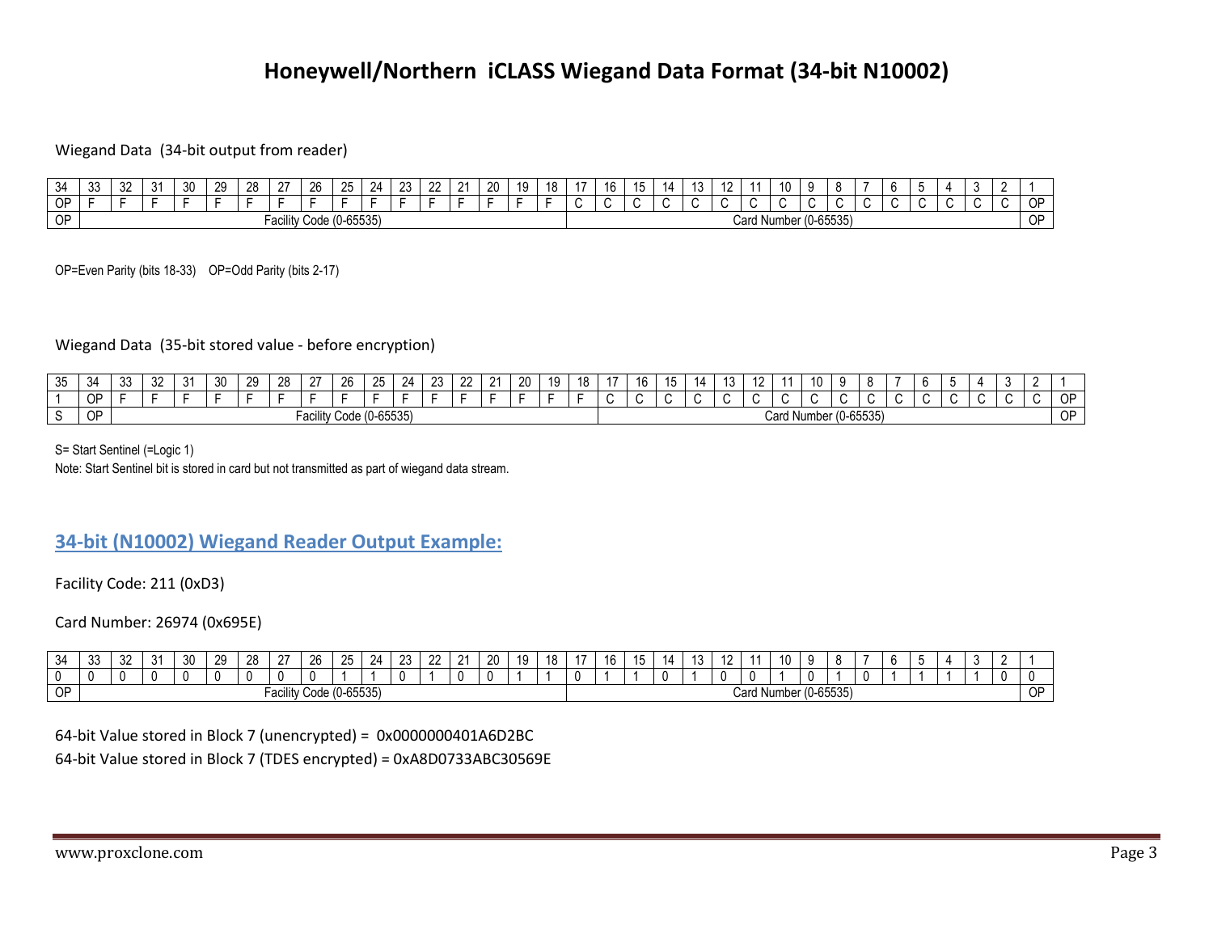# Honeywell/Northern iCLASS Wiegand Data Format (34-bit N10002)

Wiegand Data (34-bit output from reader)

| 34 | 33 | 32 | 31 | 30 | 29 | 28 | 27 | 26 | 25 | 24 | 23 | 22 | 21 | 20 | 19 | 18 | 17 | 16 | 15 | 14 | 13 | 12 | 11 | 10 | 9 | 8 | 7 | 6 | 5 | 4 | 3 | 2 | 1 |
|---|---|---|---|---|---|---|---|---|---|---|---|---|---|---|---|---|---|---|---|---|---|---|---|---|---|---|---|---|---|---|---|---|---|
| OP | F | F | F | F | F | F | F | F | F | F | F | F | F | F | F | F | C | C | C | C | C | C | C | C | C | C | C | C | C | C | C | C | OP |
| OP | Facility Code (0-65535) | | | | | | | | | | | | | | | | Card Number (0-65535) | | | | | | | | | | | | | | | | OP |

OP=Even Parity (bits 18-33) OP=Odd Parity (bits 2-17)

Wiegand Data (35-bit stored value - before encryption)

| 35 | 34 | 33 | 32 | 31 | 30 | 29 | 28 | 27 | 26 | 25 | 24 | 23 | 22 | 21 | 20 | 19 | 18 | 17 | 16 | 15 | 14 | 13 | 12 | 11 | 10 | 9 | 8 | 7 | 6 | 5 | 4 | 3 | 2 | 1 |
|---|---|---|---|---|---|---|---|---|---|---|---|---|---|---|---|---|---|---|---|---|---|---|---|---|---|---|---|---|---|---|---|---|---|---|
| 1 | OP | F | F | F | F | F | F | F | F | F | F | F | F | F | F | F | F | C | C | C | C | C | C | C | C | C | C | C | C | C | C | C | C | OP |
| S | OP | Facility Code (0-65535) | | | | | | | | | | | | | | | | Card Number (0-65535) | | | | | | | | | | | | | | | | OP |

S= Start Sentinel (=Logic 1)

Note: Start Sentinel bit is stored in card but not transmitted as part of wiegand data stream.

## 34-bit (N10002) Wiegand Reader Output Example:

Facility Code: 211 (0xD3)

Card Number: 26974 (0x695E)

| 34 | 33 | 32 | 31 | 30 | 29 | 28 | 27 | 26 | 25 | 24 | 23 | 22 | 21 | 20 | 19 | 18 | 17 | 16 | 15 | 14 | 13 | 12 | 11 | 10 | 9 | 8 | 7 | 6 | 5 | 4 | 3 | 2 | 1 |
|---|---|---|---|---|---|---|---|---|---|---|---|---|---|---|---|---|---|---|---|---|---|---|---|---|---|---|---|---|---|---|---|---|---|
| 0 | 0 | 0 | 0 | 0 | 0 | 0 | 0 | 0 | 1 | 1 | 0 | 1 | 0 | 0 | 1 | 1 | 0 | 1 | 1 | 0 | 1 | 0 | 0 | 1 | 0 | 1 | 0 | 1 | 1 | 1 | 1 | 0 | 0 |
| OP | Facility Code (0-65535) | | | | | | | | | | | | | | | | Card Number (0-65535) | | | | | | | | | | | | | | | | OP |

64-bit Value stored in Block 7 (unencrypted) = 0x0000000401A6D2BC

64-bit Value stored in Block 7 (TDES encrypted) = 0xA8D0733ABC30569E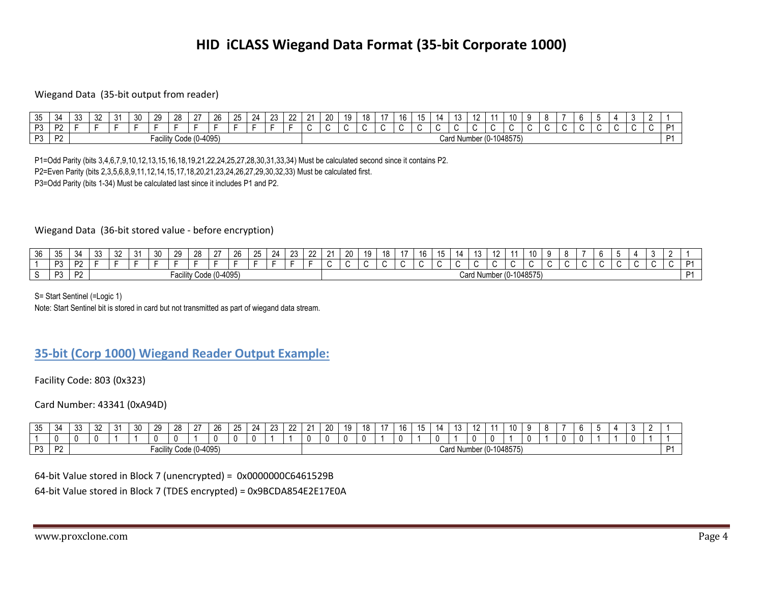# HID iCLASS Wiegand Data Format (35-bit Corporate 1000)

Wiegand Data (35-bit output from reader)

| 35 | 34 | 33 | 32 | 31 | 30 | 29 | 28 | 27 | 26 | 25 | 24 | 23 | 22 | 21 | 20 | 19 | 18 | 17 | 16 | 15 | 14 | 13 | 12 | 11 | 10 | 9 | 8 | 7 | 6 | 5 | 4 | 3 | 2 | 1 |
|---|---|---|---|---|---|---|---|---|---|---|---|---|---|---|---|---|---|---|---|---|---|---|---|---|---|---|---|---|---|---|---|---|---|---|
| P3 | P2 | F | F | F | F | F | F | F | F | F | F | F | F | C | C | C | C | C | C | C | C | C | C | C | C | C | C | C | C | C | C | C | C | P1 |
| P3 | P2 | Facility Code (0-4095) | | | | | | | | | | | | Card Number (0-1048575) | | | | | | | | | | | | | | | | | | | | P1 |

P1=Odd Parity (bits 3,4,6,7,9,10,12,13,15,16,18,19,21,22,24,25,27,28,30,31,33,34) Must be calculated second since it contains P2.

P2=Even Parity (bits 2,3,5,6,8,9,11,12,14,15,17,18,20,21,23,24,26,27,29,30,32,33) Must be calculated first.

P3=Odd Parity (bits 1-34) Must be calculated last since it includes P1 and P2.

Wiegand Data (36-bit stored value - before encryption)

| 36 | 35 | 34 | 33 | 32 | 31 | 30 | 29 | 28 | 27 | 26 | 25 | 24 | 23 | 22 | 21 | 20 | 19 | 18 | 17 | 16 | 15 | 14 | 13 | 12 | 11 | 10 | 9 | 8 | 7 | 6 | 5 | 4 | 3 | 2 | 1 |
|---|---|---|---|---|---|---|---|---|---|---|---|---|---|---|---|---|---|---|---|---|---|---|---|---|---|---|---|---|---|---|---|---|---|---|---|
| 1 | P3 | P2 | F | F | F | F | F | F | F | F | F | F | F | F | C | C | C | C | C | C | C | C | C | C | C | C | C | C | C | C | C | C | C | C | P1 |
| S | P3 | P2 | Facility Code (0-4095) | | | | | | | | | | | | Card Number (0-1048575) | | | | | | | | | | | | | | | | | | | | P1 |

S= Start Sentinel (=Logic 1)

Note: Start Sentinel bit is stored in card but not transmitted as part of wiegand data stream.

## 35-bit (Corp 1000) Wiegand Reader Output Example:

Facility Code: 803 (0x323)

Card Number: 43341 (0xA94D)

| 35 | 34 | 33 | 32 | 31 | 30 | 29 | 28 | 27 | 26 | 25 | 24 | 23 | 22 | 21 | 20 | 19 | 18 | 17 | 16 | 15 | 14 | 13 | 12 | 11 | 10 | 9 | 8 | 7 | 6 | 5 | 4 | 3 | 2 | 1 |
|---|---|---|---|---|---|---|---|---|---|---|---|---|---|---|---|---|---|---|---|---|---|---|---|---|---|---|---|---|---|---|---|---|---|---|
| 1 | 0 | 0 | 0 | 1 | 1 | 0 | 0 | 1 | 0 | 0 | 0 | 1 | 1 | 0 | 0 | 0 | 0 | 1 | 0 | 1 | 0 | 1 | 0 | 0 | 1 | 0 | 1 | 0 | 0 | 1 | 1 | 0 | 1 | 1 |
| P3 | P2 | Facility Code (0-4095) | | | | | | | | | | | | Card Number (0-1048575) | | | | | | | | | | | | | | | | | | | | P1 |

64-bit Value stored in Block 7 (unencrypted) = 0x0000000C6461529B

64-bit Value stored in Block 7 (TDES encrypted) = 0x9BCDA854E2E17E0A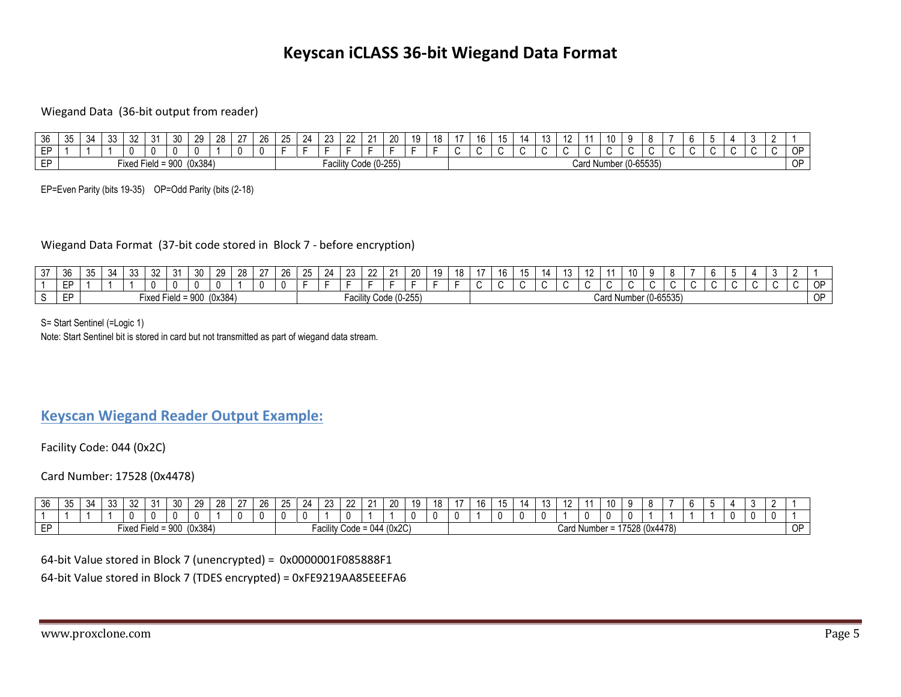# Keyscan iCLASS 36-bit Wiegand Data Format

Wiegand Data (36-bit output from reader)

| 36 | 35 | 34 | 33 | 32 | 31 | 30 | 29 | 28 | 27 | 26 | 25 | 24 | 23 | 22 | 21 | 20 | 19 | 18 | 17 | 16 | 15 | 14 | 13 | 12 | 11 | 10 | 9 | 8 | 7 | 6 | 5 | 4 | 3 | 2 | 1 |
|---|---|---|---|---|---|---|---|---|---|---|---|---|---|---|---|---|---|---|---|---|---|---|---|---|---|---|---|---|---|---|---|---|---|---|---|
| EP | 1 | 1 | 1 | 0 | 0 | 0 | 0 | 1 | 0 | 0 | F | F | F | F | F | F | F | F | C | C | C | C | C | C | C | C | C | C | C | C | C | C | C | C | OP |
| EP | Fixed Field = 900 (0x384) | | | | | | | | | | Facility Code (0-255) | | | | | | | | Card Number (0-65535) | | | | | | | | | | | | | | | | OP |

EP=Even Parity (bits 19-35) OP=Odd Parity (bits (2-18)

Wiegand Data Format (37-bit code stored in Block 7 - before encryption)

| 37 | 36 | 35 | 34 | 33 | 32 | 31 | 30 | 29 | 28 | 27 | 26 | 25 | 24 | 23 | 22 | 21 | 20 | 19 | 18 | 17 | 16 | 15 | 14 | 13 | 12 | 11 | 10 | 9 | 8 | 7 | 6 | 5 | 4 | 3 | 2 | 1 |
|---|---|---|---|---|---|---|---|---|---|---|---|---|---|---|---|---|---|---|---|---|---|---|---|---|---|---|---|---|---|---|---|---|---|---|---|---|
| 1 | EP | 1 | 1 | 1 | 0 | 0 | 0 | 0 | 1 | 0 | 0 | F | F | F | F | F | F | F | F | C | C | C | C | C | C | C | C | C | C | C | C | C | C | C | C | OP |
| S | EP | Fixed Field = 900 (0x384) | | | | | | | | | | Facility Code (0-255) | | | | | | | | Card Number (0-65535) | | | | | | | | | | | | | | | | OP |

S= Start Sentinel (=Logic 1)

Note: Start Sentinel bit is stored in card but not transmitted as part of wiegand data stream.

## Keyscan Wiegand Reader Output Example:

Facility Code: 044 (0x2C)

Card Number: 17528 (0x4478)

| 36 | 35 | 34 | 33 | 32 | 31 | 30 | 29 | 28 | 27 | 26 | 25 | 24 | 23 | 22 | 21 | 20 | 19 | 18 | 17 | 16 | 15 | 14 | 13 | 12 | 11 | 10 | 9 | 8 | 7 | 6 | 5 | 4 | 3 | 2 | 1 |
|---|---|---|---|---|---|---|---|---|---|---|---|---|---|---|---|---|---|---|---|---|---|---|---|---|---|---|---|---|---|---|---|---|---|---|---|
| 1 | 1 | 1 | 1 | 0 | 0 | 0 | 0 | 1 | 0 | 0 | 0 | 0 | 1 | 0 | 1 | 1 | 0 | 0 | 0 | 1 | 0 | 0 | 0 | 1 | 0 | 0 | 0 | 1 | 1 | 1 | 1 | 0 | 0 | 0 | 1 |
| EP | Fixed Field = 900 (0x384) | | | | | | | | | | Facility Code = 044 (0x2C) | | | | | | | | Card Number = 17528 (0x4478) | | | | | | | | | | | | | | | | OP |

64-bit Value stored in Block 7 (unencrypted) = 0x0000001F085888F1

64-bit Value stored in Block 7 (TDES encrypted) = 0xFE9219AA85EEEFA6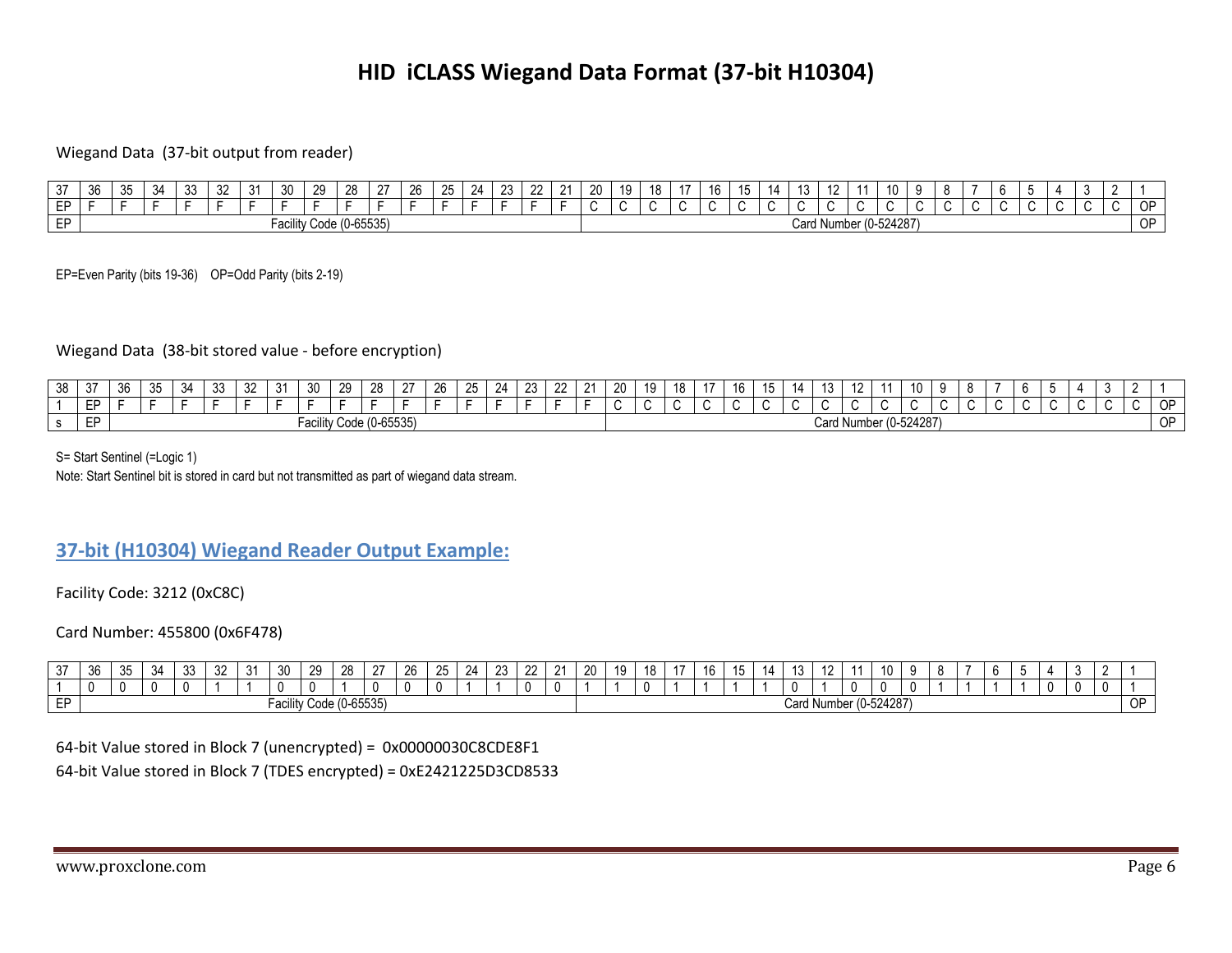# HID iCLASS Wiegand Data Format (37-bit H10304)

Wiegand Data (37-bit output from reader)

| 37 | 36 | 35 | 34 | 33 | 32 | 31 | 30 | 29 | 28 | 27 | 26 | 25 | 24 | 23 | 22 | 21 | 20 | 19 | 18 | 17 | 16 | 15 | 14 | 13 | 12 | 11 | 10 | 9 | 8 | 7 | 6 | 5 | 4 | 3 | 2 | 1 |
|---|---|---|---|---|---|---|---|---|---|---|---|---|---|---|---|---|---|---|---|---|---|---|---|---|---|---|---|---|---|---|---|---|---|---|---|---|
| EP | F | F | F | F | F | F | F | F | F | F | F | F | F | F | F | F | C | C | C | C | C | C | C | C | C | C | C | C | C | C | C | C | C | C | C | OP |
| EP | Facility Code (0-65535) | | | | | | | | | | | | | | | | Card Number (0-524287) | | | | | | | | | | | | | | | | | | | OP |

EP=Even Parity (bits 19-36) OP=Odd Parity (bits 2-19)

Wiegand Data (38-bit stored value - before encryption)

| 38 | 37 | 36 | 35 | 34 | 33 | 32 | 31 | 30 | 29 | 28 | 27 | 26 | 25 | 24 | 23 | 22 | 21 | 20 | 19 | 18 | 17 | 16 | 15 | 14 | 13 | 12 | 11 | 10 | 9 | 8 | 7 | 6 | 5 | 4 | 3 | 2 | 1 |
|---|---|---|---|---|---|---|---|---|---|---|---|---|---|---|---|---|---|---|---|---|---|---|---|---|---|---|---|---|---|---|---|---|---|---|---|---|---|
| 1 | EP | F | F | F | F | F | F | F | F | F | F | F | F | F | F | F | F | C | C | C | C | C | C | C | C | C | C | C | C | C | C | C | C | C | C | C | OP |
| s | EP | Facility Code (0-65535) | | | | | | | | | | | | | | | | Card Number (0-524287) | | | | | | | | | | | | | | | | | | | OP |

S= Start Sentinel (=Logic 1)

Note: Start Sentinel bit is stored in card but not transmitted as part of wiegand data stream.

## 37-bit (H10304) Wiegand Reader Output Example:

Facility Code: 3212 (0xC8C)

Card Number: 455800 (0x6F478)

| 37 | 36 | 35 | 34 | 33 | 32 | 31 | 30 | 29 | 28 | 27 | 26 | 25 | 24 | 23 | 22 | 21 | 20 | 19 | 18 | 17 | 16 | 15 | 14 | 13 | 12 | 11 | 10 | 9 | 8 | 7 | 6 | 5 | 4 | 3 | 2 | 1 |
|---|---|---|---|---|---|---|---|---|---|---|---|---|---|---|---|---|---|---|---|---|---|---|---|---|---|---|---|---|---|---|---|---|---|---|---|---|
| 1 | 0 | 0 | 0 | 0 | 1 | 1 | 0 | 0 | 1 | 0 | 0 | 0 | 1 | 1 | 0 | 0 | 1 | 1 | 0 | 1 | 1 | 1 | 1 | 0 | 1 | 0 | 0 | 0 | 1 | 1 | 1 | 1 | 0 | 0 | 0 | 1 |
| EP | Facility Code (0-65535) | | | | | | | | | | | | | | | | Card Number (0-524287) | | | | | | | | | | | | | | | | | | | OP |

64-bit Value stored in Block 7 (unencrypted) = 0x00000030C8CDE8F1

64-bit Value stored in Block 7 (TDES encrypted) = 0xE2421225D3CD8533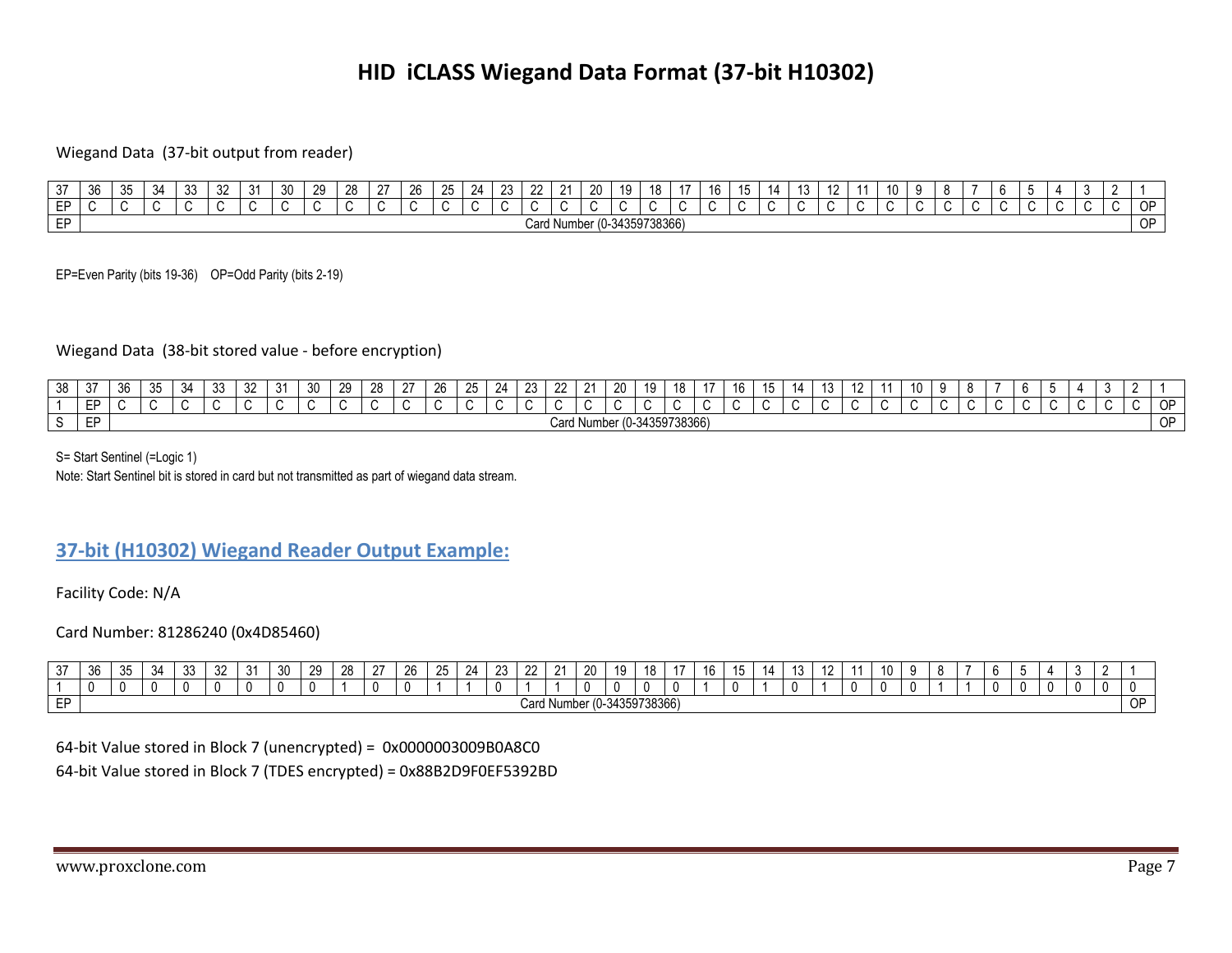# HID iCLASS Wiegand Data Format (37-bit H10302)

Wiegand Data (37-bit output from reader)

| 37 | 36 | 35 | 34 | 33 | 32 | 31 | 30 | 29 | 28 | 27 | 26 | 25 | 24 | 23 | 22 | 21 | 20 | 19 | 18 | 17 | 16 | 15 | 14 | 13 | 12 | 11 | 10 | 9 | 8 | 7 | 6 | 5 | 4 | 3 | 2 | 1 |
|---|---|---|---|---|---|---|---|---|---|---|---|---|---|---|---|---|---|---|---|---|---|---|---|---|---|---|---|---|---|---|---|---|---|---|---|---|
| EP | C | C | C | C | C | C | C | C | C | C | C | C | C | C | C | C | C | C | C | C | C | C | C | C | C | C | C | C | C | C | C | C | C | C | C | OP |
| EP | Card Number (0-34359738366) | | | | | | | | | | | | | | | | | | | | | | | | | | | | | | | | | | | OP |

EP=Even Parity (bits 19-36) OP=Odd Parity (bits 2-19)

Wiegand Data (38-bit stored value - before encryption)

| 38 | 37 | 36 | 35 | 34 | 33 | 32 | 31 | 30 | 29 | 28 | 27 | 26 | 25 | 24 | 23 | 22 | 21 | 20 | 19 | 18 | 17 | 16 | 15 | 14 | 13 | 12 | 11 | 10 | 9 | 8 | 7 | 6 | 5 | 4 | 3 | 2 | 1 |
|---|---|---|---|---|---|---|---|---|---|---|---|---|---|---|---|---|---|---|---|---|---|---|---|---|---|---|---|---|---|---|---|---|---|---|---|---|---|
| 1 | EP | C | C | C | C | C | C | C | C | C | C | C | C | C | C | C | C | C | C | C | C | C | C | C | C | C | C | C | C | C | C | C | C | C | C | C | OP |
| S | EP | Card Number (0-34359738366) | | | | | | | | | | | | | | | | | | | | | | | | | | | | | | | | | | | OP |

S= Start Sentinel (=Logic 1)

Note: Start Sentinel bit is stored in card but not transmitted as part of wiegand data stream.

## 37-bit (H10302) Wiegand Reader Output Example:

Facility Code: N/A

Card Number: 81286240 (0x4D85460)

| 37 | 36 | 35 | 34 | 33 | 32 | 31 | 30 | 29 | 28 | 27 | 26 | 25 | 24 | 23 | 22 | 21 | 20 | 19 | 18 | 17 | 16 | 15 | 14 | 13 | 12 | 11 | 10 | 9 | 8 | 7 | 6 | 5 | 4 | 3 | 2 | 1 |
|---|---|---|---|---|---|---|---|---|---|---|---|---|---|---|---|---|---|---|---|---|---|---|---|---|---|---|---|---|---|---|---|---|---|---|---|---|
| 1 | 0 | 0 | 0 | 0 | 0 | 0 | 0 | 0 | 1 | 0 | 0 | 1 | 1 | 0 | 1 | 1 | 0 | 0 | 0 | 0 | 1 | 0 | 1 | 0 | 1 | 0 | 0 | 0 | 1 | 1 | 0 | 0 | 0 | 0 | 0 | 0 |
| EP | Card Number (0-34359738366) | | | | | | | | | | | | | | | | | | | | | | | | | | | | | | | | | | | OP |

64-bit Value stored in Block 7 (unencrypted) = 0x0000003009B0A8C0

64-bit Value stored in Block 7 (TDES encrypted) = 0x88B2D9F0EF5392BD